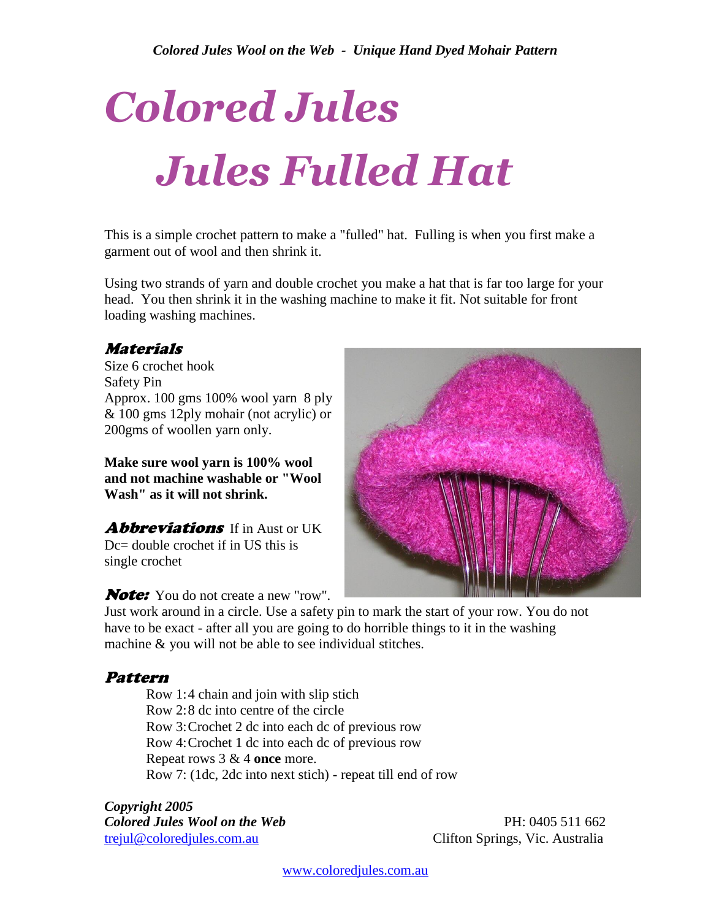# Colored Jules

# Jules Fulled Hat

This is a simple crochet pattern to make a "fulled" hat. Fulling is when you first make a garment out of wool and then shrink it.

Using two strands of yarn and double crochet you make a hat that is far too large for your head. You then shrink it in the washing machine to make it fit. Not suitable for front loading washing machines.

## Materials

Size 6 crochet hook
Safety Pin
Approx. 100 gms 100% wool yarn 8 ply & 100 gms 12ply mohair (not acrylic) or 200gms of woollen yarn only.

**Make sure wool yarn is 100% wool and not machine washable or "Wool Wash" as it will not shrink.**

**Abbreviations** If in Aust or UK Dc= double crochet if in US this is single crochet

**Note:** You do not create a new "row". Just work around in a circle. Use a safety pin to mark the start of your row. You do not have to be exact - after all you are going to do horrible things to it in the washing machine & you will not be able to see individual stitches.

## Pattern

Row 1: 4 chain and join with slip stich
Row 2: 8 dc into centre of the circle
Row 3: Crochet 2 dc into each dc of previous row
Row 4: Crochet 1 dc into each dc of previous row
Repeat rows 3 & 4 **once** more.
Row 7: (1dc, 2dc into next stich) - repeat till end of row

***Copyright 2005***
***Colored Jules Wool on the Web***
trejul@coloredjules.com.au

PH: 0405 511 662
Clifton Springs, Vic. Australia

www.coloredjules.com.au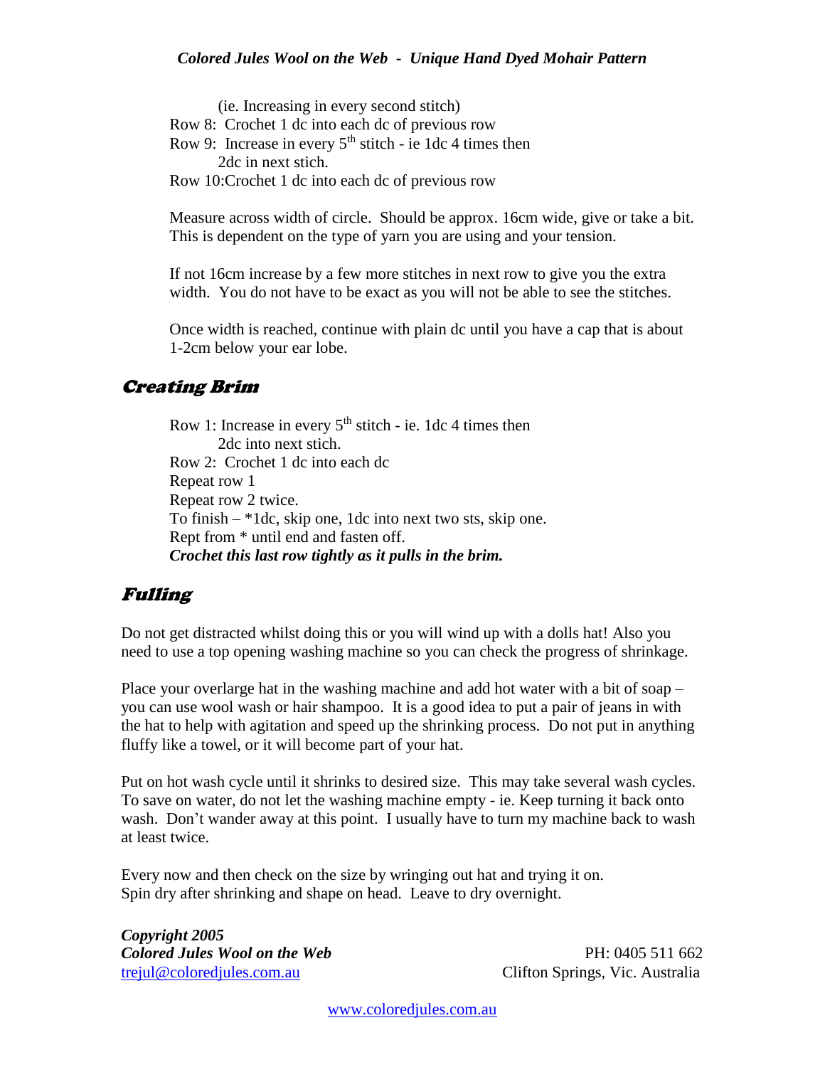(ie. Increasing in every second stitch)
Row 8: Crochet 1 dc into each dc of previous row
Row 9: Increase in every 5th stitch - ie 1dc 4 times then 2dc in next stich.
Row 10:Crochet 1 dc into each dc of previous row

Measure across width of circle. Should be approx. 16cm wide, give or take a bit. This is dependent on the type of yarn you are using and your tension.

If not 16cm increase by a few more stitches in next row to give you the extra width. You do not have to be exact as you will not be able to see the stitches.

Once width is reached, continue with plain dc until you have a cap that is about 1-2cm below your ear lobe.

## Creating Brim

Row 1: Increase in every 5th stitch - ie. 1dc 4 times then 2dc into next stich.
Row 2: Crochet 1 dc into each dc
Repeat row 1
Repeat row 2 twice.
To finish – *1dc, skip one, 1dc into next two sts, skip one.
Rept from * until end and fasten off.
***Crochet this last row tightly as it pulls in the brim.***

## Fulling

Do not get distracted whilst doing this or you will wind up with a dolls hat! Also you need to use a top opening washing machine so you can check the progress of shrinkage.

Place your overlarge hat in the washing machine and add hot water with a bit of soap – you can use wool wash or hair shampoo. It is a good idea to put a pair of jeans in with the hat to help with agitation and speed up the shrinking process. Do not put in anything fluffy like a towel, or it will become part of your hat.

Put on hot wash cycle until it shrinks to desired size. This may take several wash cycles. To save on water, do not let the washing machine empty - ie. Keep turning it back onto wash. Don't wander away at this point. I usually have to turn my machine back to wash at least twice.

Every now and then check on the size by wringing out hat and trying it on.
Spin dry after shrinking and shape on head. Leave to dry overnight.

***Copyright 2005***
***Colored Jules Wool on the Web***
trejul@coloredjules.com.au

PH: 0405 511 662
Clifton Springs, Vic. Australia

www.coloredjules.com.au